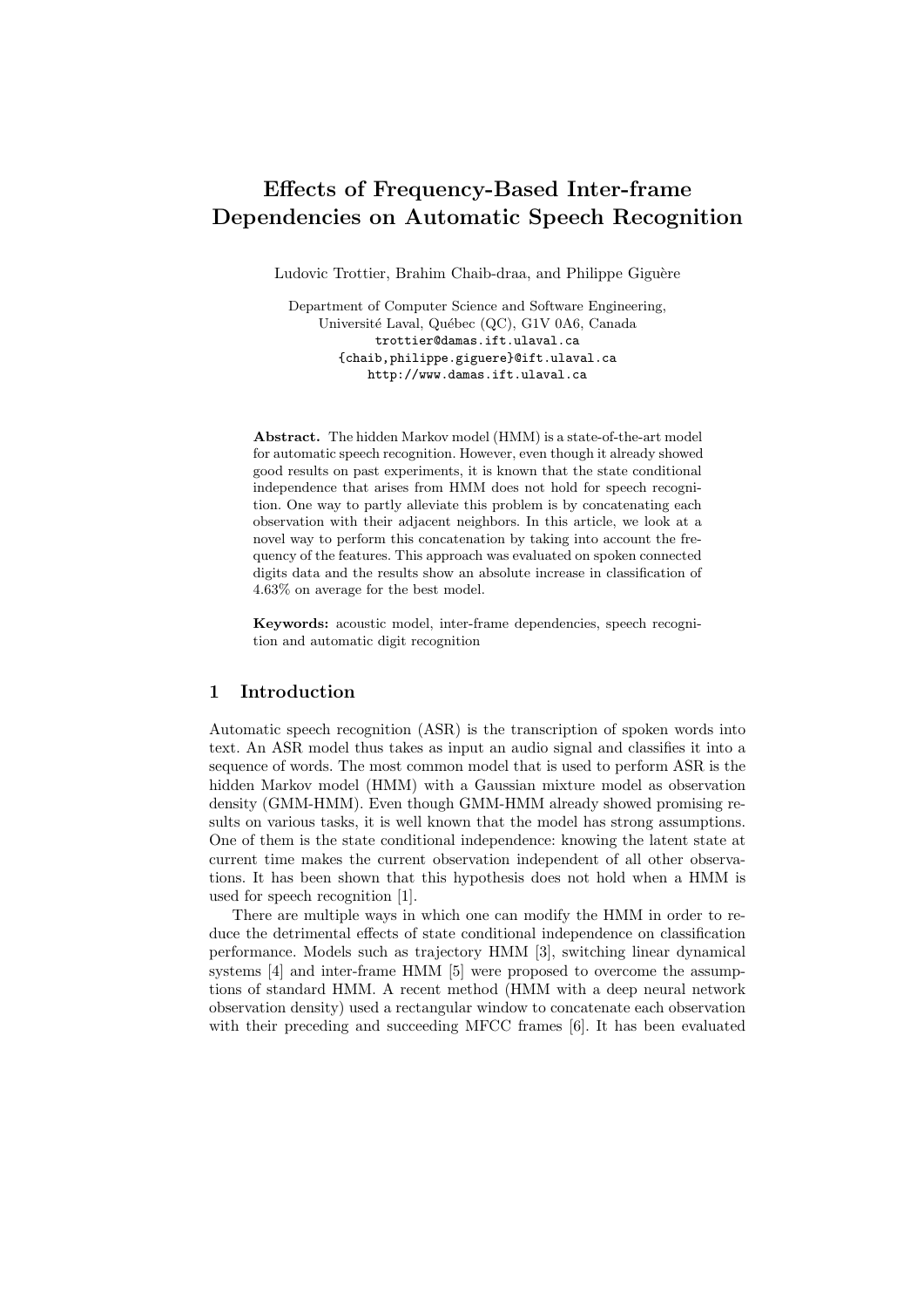# Effects of Frequency-Based Inter-frame Dependencies on Automatic Speech Recognition

Ludovic Trottier, Brahim Chaib-draa, and Philippe Giguère

Department of Computer Science and Software Engineering,
Université Laval, Québec (QC), G1V 0A6, Canada
trottier@damas.ift.ulaval.ca
{chaib,philippe.giguere}@ift.ulaval.ca
http://www.damas.ift.ulaval.ca

**Abstract.** The hidden Markov model (HMM) is a state-of-the-art model for automatic speech recognition. However, even though it already showed good results on past experiments, it is known that the state conditional independence that arises from HMM does not hold for speech recognition. One way to partly alleviate this problem is by concatenating each observation with their adjacent neighbors. In this article, we look at a novel way to perform this concatenation by taking into account the frequency of the features. This approach was evaluated on spoken connected digits data and the results show an absolute increase in classification of 4.63% on average for the best model.

**Keywords:** acoustic model, inter-frame dependencies, speech recognition and automatic digit recognition

## 1 Introduction

Automatic speech recognition (ASR) is the transcription of spoken words into text. An ASR model thus takes as input an audio signal and classifies it into a sequence of words. The most common model that is used to perform ASR is the hidden Markov model (HMM) with a Gaussian mixture model as observation density (GMM-HMM). Even though GMM-HMM already showed promising results on various tasks, it is well known that the model has strong assumptions. One of them is the state conditional independence: knowing the latent state at current time makes the current observation independent of all other observations. It has been shown that this hypothesis does not hold when a HMM is used for speech recognition [1].

There are multiple ways in which one can modify the HMM in order to reduce the detrimental effects of state conditional independence on classification performance. Models such as trajectory HMM [3], switching linear dynamical systems [4] and inter-frame HMM [5] were proposed to overcome the assumptions of standard HMM. A recent method (HMM with a deep neural network observation density) used a rectangular window to concatenate each observation with their preceding and succeeding MFCC frames [6]. It has been evaluated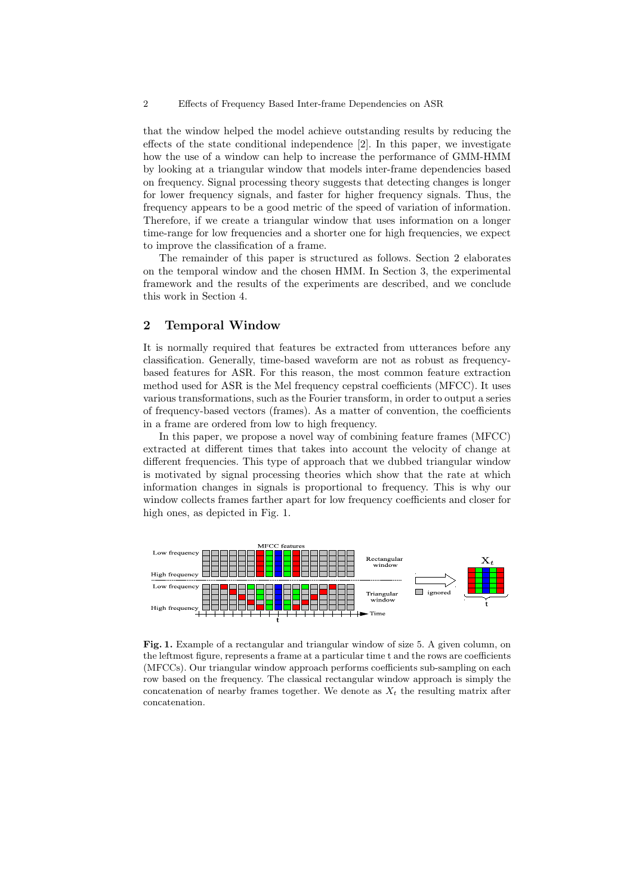that the window helped the model achieve outstanding results by reducing the effects of the state conditional independence [2]. In this paper, we investigate how the use of a window can help to increase the performance of GMM-HMM by looking at a triangular window that models inter-frame dependencies based on frequency. Signal processing theory suggests that detecting changes is longer for lower frequency signals, and faster for higher frequency signals. Thus, the frequency appears to be a good metric of the speed of variation of information. Therefore, if we create a triangular window that uses information on a longer time-range for low frequencies and a shorter one for high frequencies, we expect to improve the classification of a frame.

The remainder of this paper is structured as follows. Section 2 elaborates on the temporal window and the chosen HMM. In Section 3, the experimental framework and the results of the experiments are described, and we conclude this work in Section 4.

## 2 Temporal Window

It is normally required that features be extracted from utterances before any classification. Generally, time-based waveform are not as robust as frequency-based features for ASR. For this reason, the most common feature extraction method used for ASR is the Mel frequency cepstral coefficients (MFCC). It uses various transformations, such as the Fourier transform, in order to output a series of frequency-based vectors (frames). As a matter of convention, the coefficients in a frame are ordered from low to high frequency.

In this paper, we propose a novel way of combining feature frames (MFCC) extracted at different times that takes into account the velocity of change at different frequencies. This type of approach that we dubbed triangular window is motivated by signal processing theories which show that the rate at which information changes in signals is proportional to frequency. This is why our window collects frames farther apart for low frequency coefficients and closer for high ones, as depicted in Fig. 1.

**Fig. 1.** Example of a rectangular and triangular window of size 5. A given column, on the leftmost figure, represents a frame at a particular time t and the rows are coefficients (MFCCs). Our triangular window approach performs coefficients sub-sampling on each row based on the frequency. The classical rectangular window approach is simply the concatenation of nearby frames together. We denote as $X_t$ the resulting matrix after concatenation.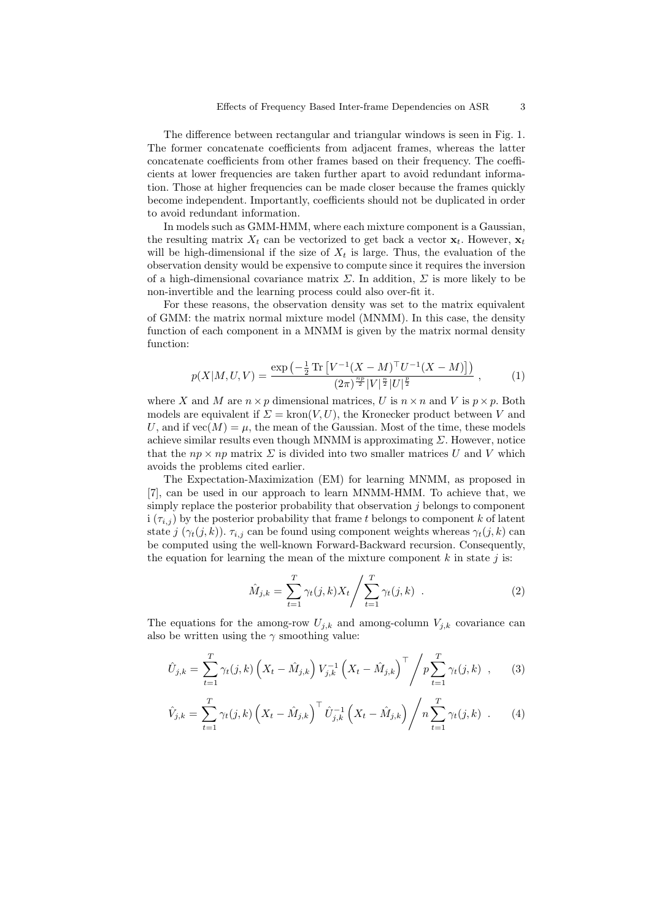The difference between rectangular and triangular windows is seen in Fig. 1. The former concatenate coefficients from adjacent frames, whereas the latter concatenate coefficients from other frames based on their frequency. The coefficients at lower frequencies are taken further apart to avoid redundant information. Those at higher frequencies can be made closer because the frames quickly become independent. Importantly, coefficients should not be duplicated in order to avoid redundant information.

In models such as GMM-HMM, where each mixture component is a Gaussian, the resulting matrix $X_t$ can be vectorized to get back a vector $\mathbf{x}_t$. However, $\mathbf{x}_t$ will be high-dimensional if the size of $X_t$ is large. Thus, the evaluation of the observation density would be expensive to compute since it requires the inversion of a high-dimensional covariance matrix $\Sigma$. In addition, $\Sigma$ is more likely to be non-invertible and the learning process could also over-fit it.

For these reasons, the observation density was set to the matrix equivalent of GMM: the matrix normal mixture model (MNMM). In this case, the density function of each component in a MNMM is given by the matrix normal density function:

$$p(X|M,U,V) = \frac{\exp\left(-\frac{1}{2}\operatorname{Tr}\left[V^{-1}(X-M)^\top U^{-1}(X-M)\right]\right)}{(2\pi)^{\frac{np}{2}}|V|^{\frac{n}{2}}|U|^{\frac{p}{2}}} \ , \tag{1}$$

where $X$ and $M$ are $n \times p$ dimensional matrices, $U$ is $n \times n$ and $V$ is $p \times p$. Both models are equivalent if $\Sigma = \operatorname{kron}(V, U)$, the Kronecker product between $V$ and $U$, and if $\operatorname{vec}(M) = \mu$, the mean of the Gaussian. Most of the time, these models achieve similar results even though MNMM is approximating $\Sigma$. However, notice that the $np \times np$ matrix $\Sigma$ is divided into two smaller matrices $U$ and $V$ which avoids the problems cited earlier.

The Expectation-Maximization (EM) for learning MNMM, as proposed in [7], can be used in our approach to learn MNMM-HMM. To achieve that, we simply replace the posterior probability that observation $j$ belongs to component i ($\tau_{i,j}$) by the posterior probability that frame $t$ belongs to component $k$ of latent state $j$ ($\gamma_t(j,k)$). $\tau_{i,j}$ can be found using component weights whereas $\gamma_t(j,k)$ can be computed using the well-known Forward-Backward recursion. Consequently, the equation for learning the mean of the mixture component $k$ in state $j$ is:

$$\hat{M}_{j,k} = \sum_{t=1}^{T} \gamma_t(j,k) X_t \bigg/ \sum_{t=1}^{T} \gamma_t(j,k) \ . \tag{2}$$

The equations for the among-row $U_{j,k}$ and among-column $V_{j,k}$ covariance can also be written using the $\gamma$ smoothing value:

$$\hat{U}_{j,k} = \sum_{t=1}^{T} \gamma_t(j,k) \left(X_t - \hat{M}_{j,k}\right) V_{j,k}^{-1} \left(X_t - \hat{M}_{j,k}\right)^\top \bigg/ p \sum_{t=1}^{T} \gamma_t(j,k) \ , \tag{3}$$

$$\hat{V}_{j,k} = \sum_{t=1}^{T} \gamma_t(j,k) \left(X_t - \hat{M}_{j,k}\right)^\top \hat{U}_{j,k}^{-1} \left(X_t - \hat{M}_{j,k}\right) \bigg/ n \sum_{t=1}^{T} \gamma_t(j,k) \ . \tag{4}$$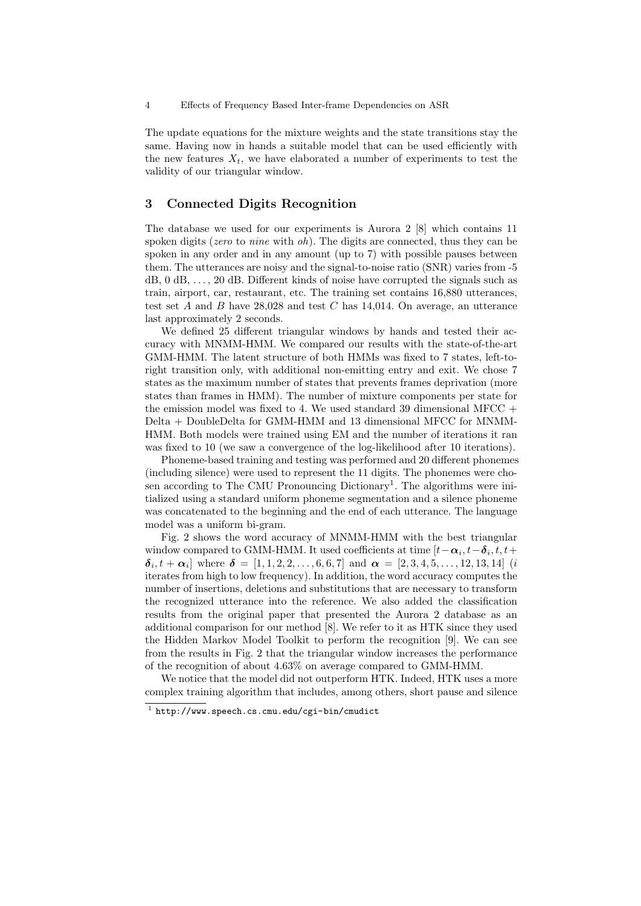The update equations for the mixture weights and the state transitions stay the same. Having now in hands a suitable model that can be used efficiently with the new features $X_t$, we have elaborated a number of experiments to test the validity of our triangular window.

## 3 Connected Digits Recognition

The database we used for our experiments is Aurora 2 [8] which contains 11 spoken digits (*zero* to *nine* with *oh*). The digits are connected, thus they can be spoken in any order and in any amount (up to 7) with possible pauses between them. The utterances are noisy and the signal-to-noise ratio (SNR) varies from -5 dB, 0 dB, ..., 20 dB. Different kinds of noise have corrupted the signals such as train, airport, car, restaurant, etc. The training set contains 16,880 utterances, test set $A$ and $B$ have 28,028 and test $C$ has 14,014. On average, an utterance last approximately 2 seconds.

We defined 25 different triangular windows by hands and tested their accuracy with MNMM-HMM. We compared our results with the state-of-the-art GMM-HMM. The latent structure of both HMMs was fixed to 7 states, left-to-right transition only, with additional non-emitting entry and exit. We chose 7 states as the maximum number of states that prevents frames deprivation (more states than frames in HMM). The number of mixture components per state for the emission model was fixed to 4. We used standard 39 dimensional MFCC + Delta + DoubleDelta for GMM-HMM and 13 dimensional MFCC for MNMM-HMM. Both models were trained using EM and the number of iterations it ran was fixed to 10 (we saw a convergence of the log-likelihood after 10 iterations).

Phoneme-based training and testing was performed and 20 different phonemes (including silence) were used to represent the 11 digits. The phonemes were chosen according to The CMU Pronouncing Dictionary[1]. The algorithms were initialized using a standard uniform phoneme segmentation and a silence phoneme was concatenated to the beginning and the end of each utterance. The language model was a uniform bi-gram.

Fig. 2 shows the word accuracy of MNMM-HMM with the best triangular window compared to GMM-HMM. It used coefficients at time $[t-\boldsymbol{\alpha}_i, t-\boldsymbol{\delta}_i, t, t+\boldsymbol{\delta}_i, t+\boldsymbol{\alpha}_i]$ where $\boldsymbol{\delta} = [1, 1, 2, 2, \ldots, 6, 6, 7]$ and $\boldsymbol{\alpha} = [2, 3, 4, 5, \ldots, 12, 13, 14]$ ($i$ iterates from high to low frequency). In addition, the word accuracy computes the number of insertions, deletions and substitutions that are necessary to transform the recognized utterance into the reference. We also added the classification results from the original paper that presented the Aurora 2 database as an additional comparison for our method [8]. We refer to it as HTK since they used the Hidden Markov Model Toolkit to perform the recognition [9]. We can see from the results in Fig. 2 that the triangular window increases the performance of the recognition of about 4.63% on average compared to GMM-HMM.

We notice that the model did not outperform HTK. Indeed, HTK uses a more complex training algorithm that includes, among others, short pause and silence

[1] `http://www.speech.cs.cmu.edu/cgi-bin/cmudict`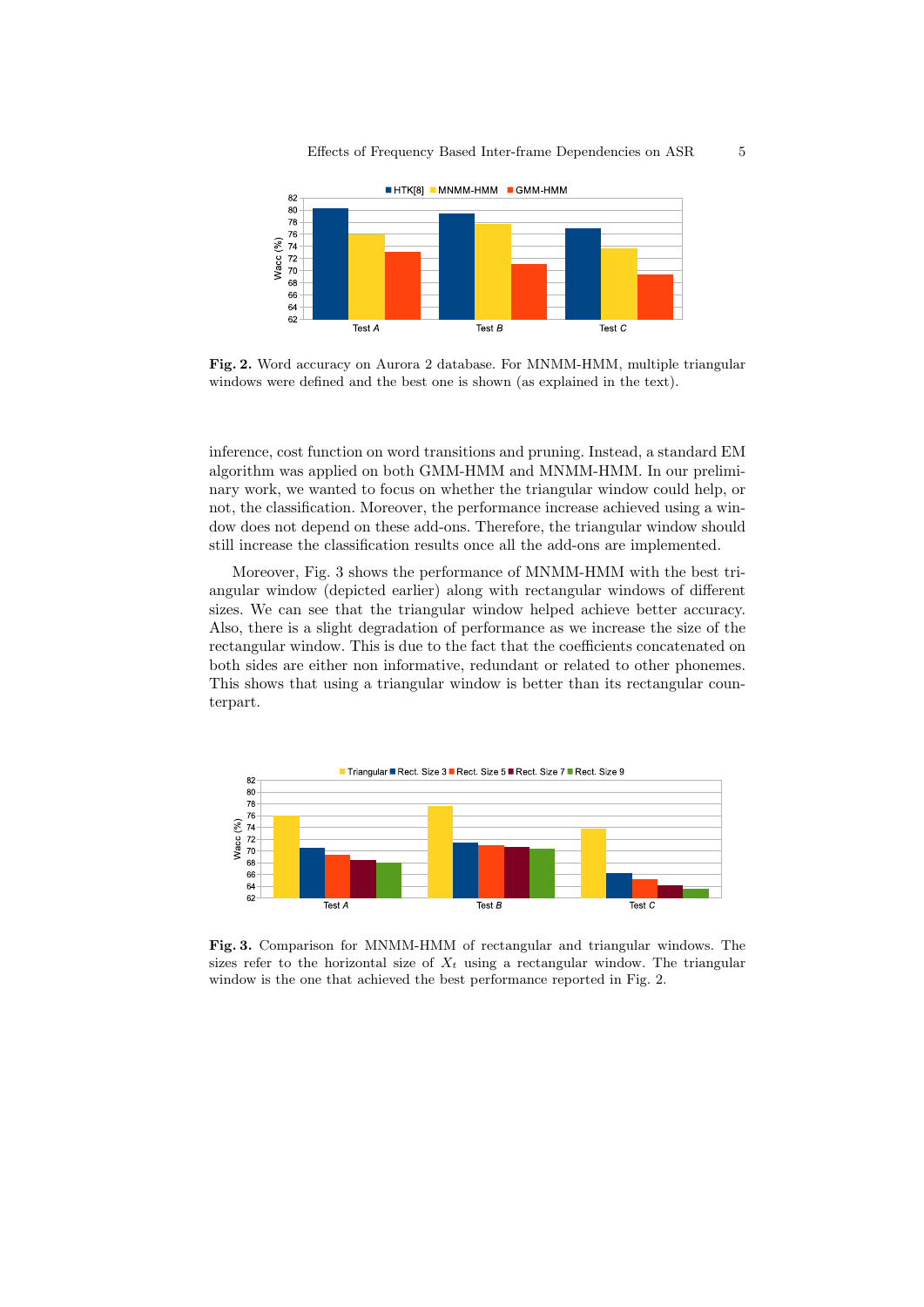**Fig. 2.** Word accuracy on Aurora 2 database. For MNMM-HMM, multiple triangular windows were defined and the best one is shown (as explained in the text).

inference, cost function on word transitions and pruning. Instead, a standard EM algorithm was applied on both GMM-HMM and MNMM-HMM. In our preliminary work, we wanted to focus on whether the triangular window could help, or not, the classification. Moreover, the performance increase achieved using a window does not depend on these add-ons. Therefore, the triangular window should still increase the classification results once all the add-ons are implemented.

Moreover, Fig. 3 shows the performance of MNMM-HMM with the best triangular window (depicted earlier) along with rectangular windows of different sizes. We can see that the triangular window helped achieve better accuracy. Also, there is a slight degradation of performance as we increase the size of the rectangular window. This is due to the fact that the coefficients concatenated on both sides are either non informative, redundant or related to other phonemes. This shows that using a triangular window is better than its rectangular counterpart.

**Fig. 3.** Comparison for MNMM-HMM of rectangular and triangular windows. The sizes refer to the horizontal size of $X_t$ using a rectangular window. The triangular window is the one that achieved the best performance reported in Fig. 2.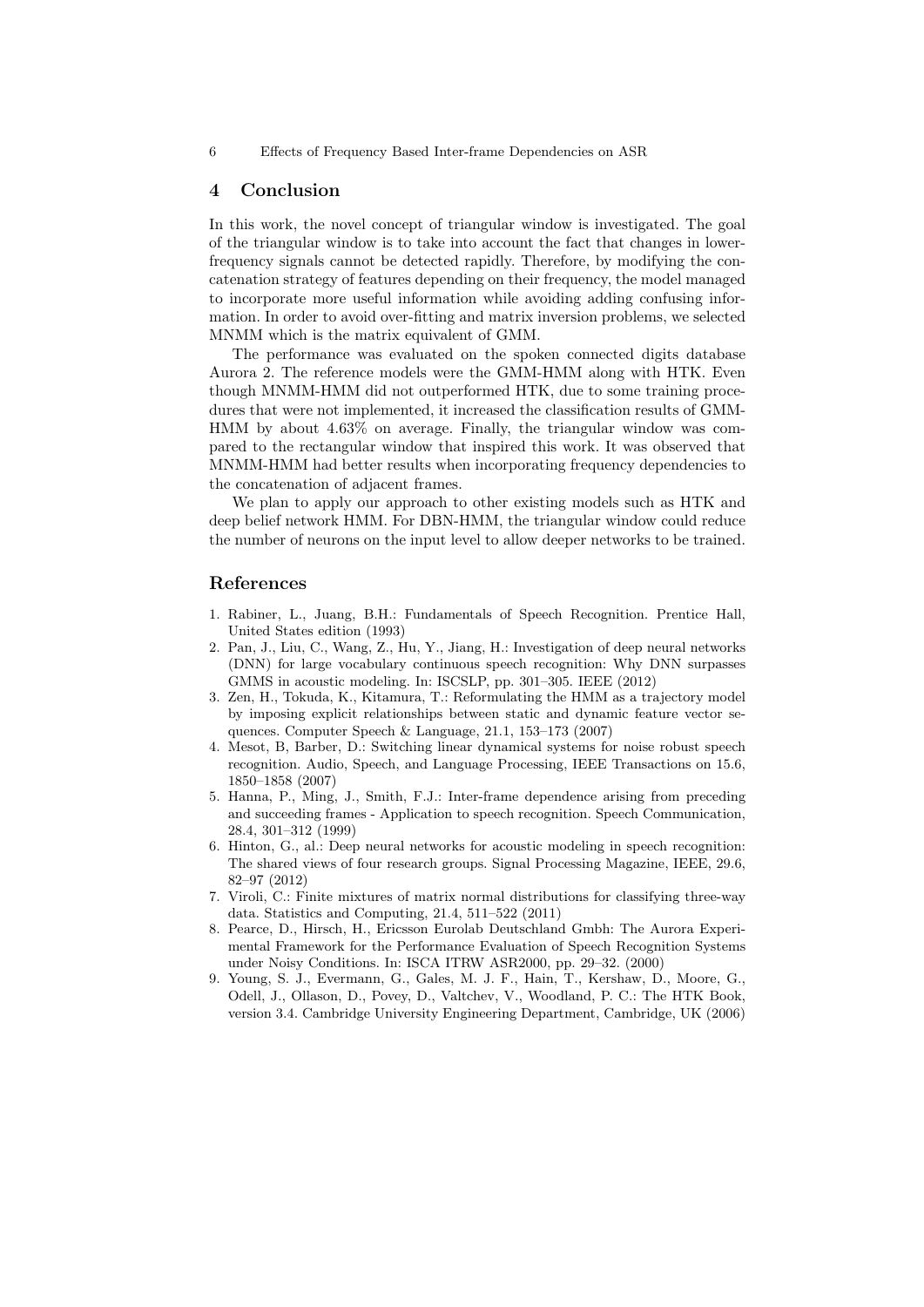## 4 Conclusion

In this work, the novel concept of triangular window is investigated. The goal of the triangular window is to take into account the fact that changes in lower-frequency signals cannot be detected rapidly. Therefore, by modifying the concatenation strategy of features depending on their frequency, the model managed to incorporate more useful information while avoiding adding confusing information. In order to avoid over-fitting and matrix inversion problems, we selected MNMM which is the matrix equivalent of GMM.

The performance was evaluated on the spoken connected digits database Aurora 2. The reference models were the GMM-HMM along with HTK. Even though MNMM-HMM did not outperformed HTK, due to some training procedures that were not implemented, it increased the classification results of GMM-HMM by about 4.63% on average. Finally, the triangular window was compared to the rectangular window that inspired this work. It was observed that MNMM-HMM had better results when incorporating frequency dependencies to the concatenation of adjacent frames.

We plan to apply our approach to other existing models such as HTK and deep belief network HMM. For DBN-HMM, the triangular window could reduce the number of neurons on the input level to allow deeper networks to be trained.

## References

1. Rabiner, L., Juang, B.H.: Fundamentals of Speech Recognition. Prentice Hall, United States edition (1993)
2. Pan, J., Liu, C., Wang, Z., Hu, Y., Jiang, H.: Investigation of deep neural networks (DNN) for large vocabulary continuous speech recognition: Why DNN surpasses GMMS in acoustic modeling. In: ISCSLP, pp. 301–305. IEEE (2012)
3. Zen, H., Tokuda, K., Kitamura, T.: Reformulating the HMM as a trajectory model by imposing explicit relationships between static and dynamic feature vector sequences. Computer Speech & Language, 21.1, 153–173 (2007)
4. Mesot, B, Barber, D.: Switching linear dynamical systems for noise robust speech recognition. Audio, Speech, and Language Processing, IEEE Transactions on 15.6, 1850–1858 (2007)
5. Hanna, P., Ming, J., Smith, F.J.: Inter-frame dependence arising from preceding and succeeding frames - Application to speech recognition. Speech Communication, 28.4, 301–312 (1999)
6. Hinton, G., al.: Deep neural networks for acoustic modeling in speech recognition: The shared views of four research groups. Signal Processing Magazine, IEEE, 29.6, 82–97 (2012)
7. Viroli, C.: Finite mixtures of matrix normal distributions for classifying three-way data. Statistics and Computing, 21.4, 511–522 (2011)
8. Pearce, D., Hirsch, H., Ericsson Eurolab Deutschland Gmbh: The Aurora Experimental Framework for the Performance Evaluation of Speech Recognition Systems under Noisy Conditions. In: ISCA ITRW ASR2000, pp. 29–32. (2000)
9. Young, S. J., Evermann, G., Gales, M. J. F., Hain, T., Kershaw, D., Moore, G., Odell, J., Ollason, D., Povey, D., Valtchev, V., Woodland, P. C.: The HTK Book, version 3.4. Cambridge University Engineering Department, Cambridge, UK (2006)